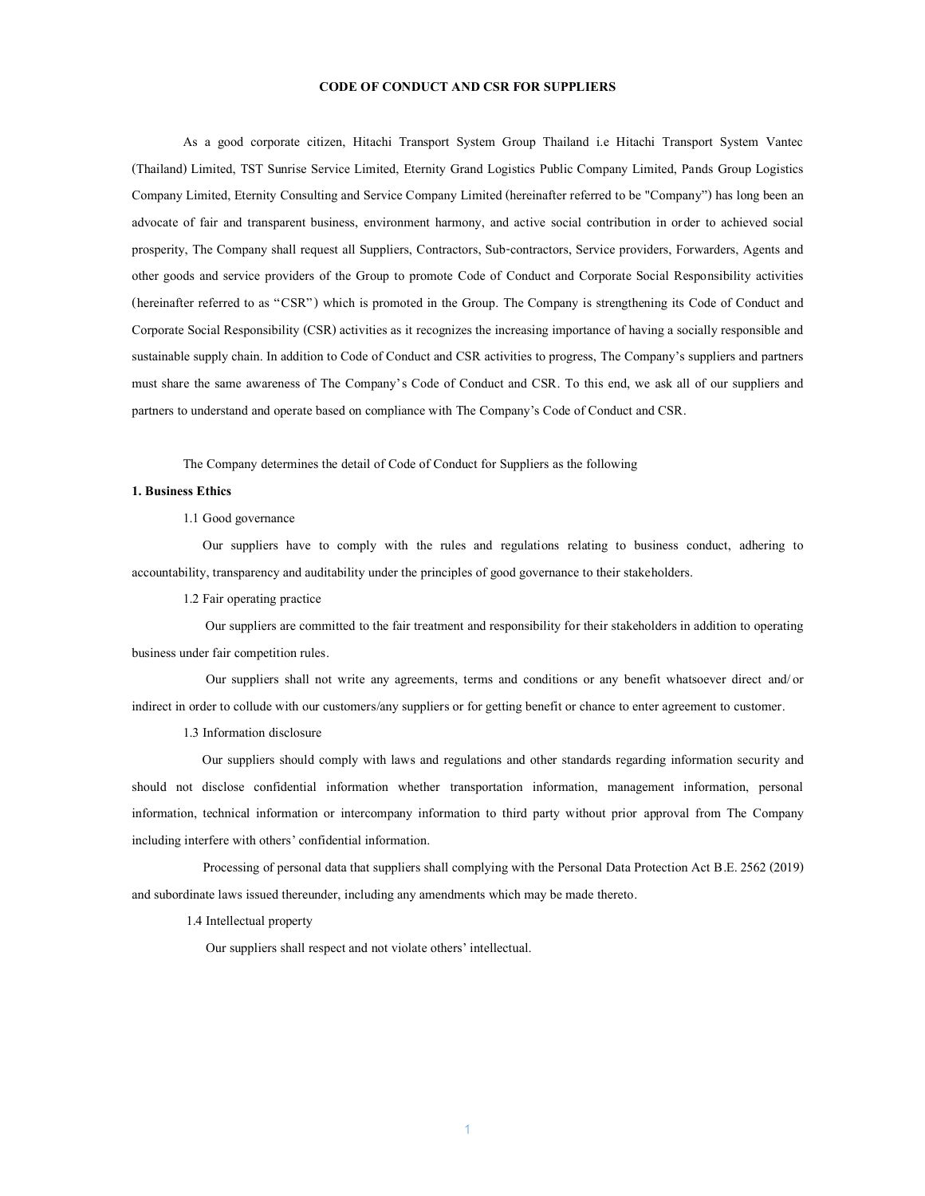# CODE OF CONDUCT AND CSR FOR SUPPLIERS

As a good corporate citizen, Hitachi Transport System Group Thailand i.e Hitachi Transport System Vantec (Thailand) Limited, TST Sunrise Service Limited, Eternity Grand Logistics Public Company Limited, Pands Group Logistics Company Limited, Eternity Consulting and Service Company Limited (hereinafter referred to be "Company") has long been an advocate of fair and transparent business, environment harmony, and active social contribution in order to achieved social prosperity, The Company shall request all Suppliers, Contractors, Sub-contractors, Service providers, Forwarders, Agents and other goods and service providers of the Group to promote Code of Conduct and Corporate Social Responsibility activities (hereinafter referred to as "CSR") which is promoted in the Group. The Company is strengthening its Code of Conduct and Corporate Social Responsibility (CSR) activities as it recognizes the increasing importance of having a socially responsible and sustainable supply chain. In addition to Code of Conduct and CSR activities to progress, The Company's suppliers and partners must share the same awareness of The Company's Code of Conduct and CSR. To this end, we ask all of our suppliers and partners to understand and operate based on compliance with The Company's Code of Conduct and CSR.

The Company determines the detail of Code of Conduct for Suppliers as the following

**1. Business Ethics**

1.1 Good governance

Our suppliers have to comply with the rules and regulations relating to business conduct, adhering to accountability, transparency and auditability under the principles of good governance to their stakeholders.

1.2 Fair operating practice

Our suppliers are committed to the fair treatment and responsibility for their stakeholders in addition to operating business under fair competition rules.

Our suppliers shall not write any agreements, terms and conditions or any benefit whatsoever direct and/or indirect in order to collude with our customers/any suppliers or for getting benefit or chance to enter agreement to customer.

1.3 Information disclosure

Our suppliers should comply with laws and regulations and other standards regarding information security and should not disclose confidential information whether transportation information, management information, personal information, technical information or intercompany information to third party without prior approval from The Company including interfere with others' confidential information.

Processing of personal data that suppliers shall complying with the Personal Data Protection Act B.E. 2562 (2019) and subordinate laws issued thereunder, including any amendments which may be made thereto.

1.4 Intellectual property

Our suppliers shall respect and not violate others' intellectual.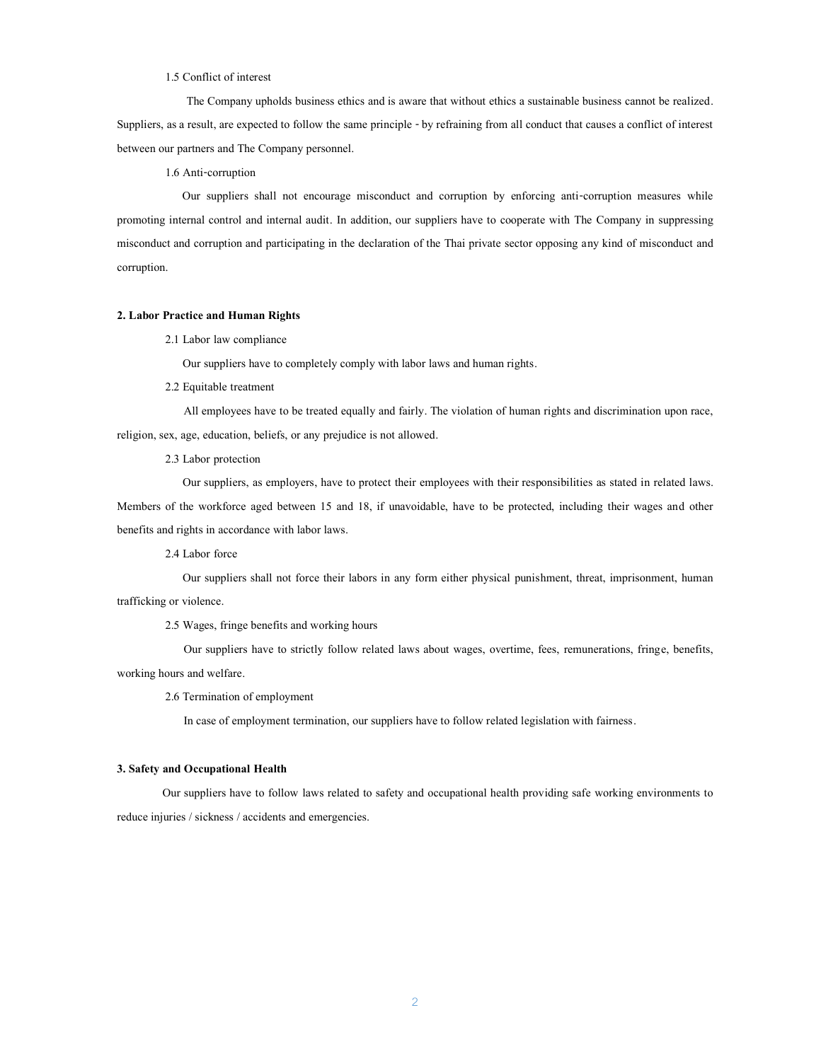1.5 Conflict of interest

The Company upholds business ethics and is aware that without ethics a sustainable business cannot be realized. Suppliers, as a result, are expected to follow the same principle - by refraining from all conduct that causes a conflict of interest between our partners and The Company personnel.

1.6 Anti-corruption

Our suppliers shall not encourage misconduct and corruption by enforcing anti-corruption measures while promoting internal control and internal audit. In addition, our suppliers have to cooperate with The Company in suppressing misconduct and corruption and participating in the declaration of the Thai private sector opposing any kind of misconduct and corruption.

**2. Labor Practice and Human Rights**

2.1 Labor law compliance

Our suppliers have to completely comply with labor laws and human rights.

2.2 Equitable treatment

All employees have to be treated equally and fairly. The violation of human rights and discrimination upon race, religion, sex, age, education, beliefs, or any prejudice is not allowed.

2.3 Labor protection

Our suppliers, as employers, have to protect their employees with their responsibilities as stated in related laws. Members of the workforce aged between 15 and 18, if unavoidable, have to be protected, including their wages and other benefits and rights in accordance with labor laws.

2.4 Labor force

Our suppliers shall not force their labors in any form either physical punishment, threat, imprisonment, human trafficking or violence.

2.5 Wages, fringe benefits and working hours

Our suppliers have to strictly follow related laws about wages, overtime, fees, remunerations, fringe, benefits, working hours and welfare.

2.6 Termination of employment

In case of employment termination, our suppliers have to follow related legislation with fairness.

**3. Safety and Occupational Health**

Our suppliers have to follow laws related to safety and occupational health providing safe working environments to reduce injuries / sickness / accidents and emergencies.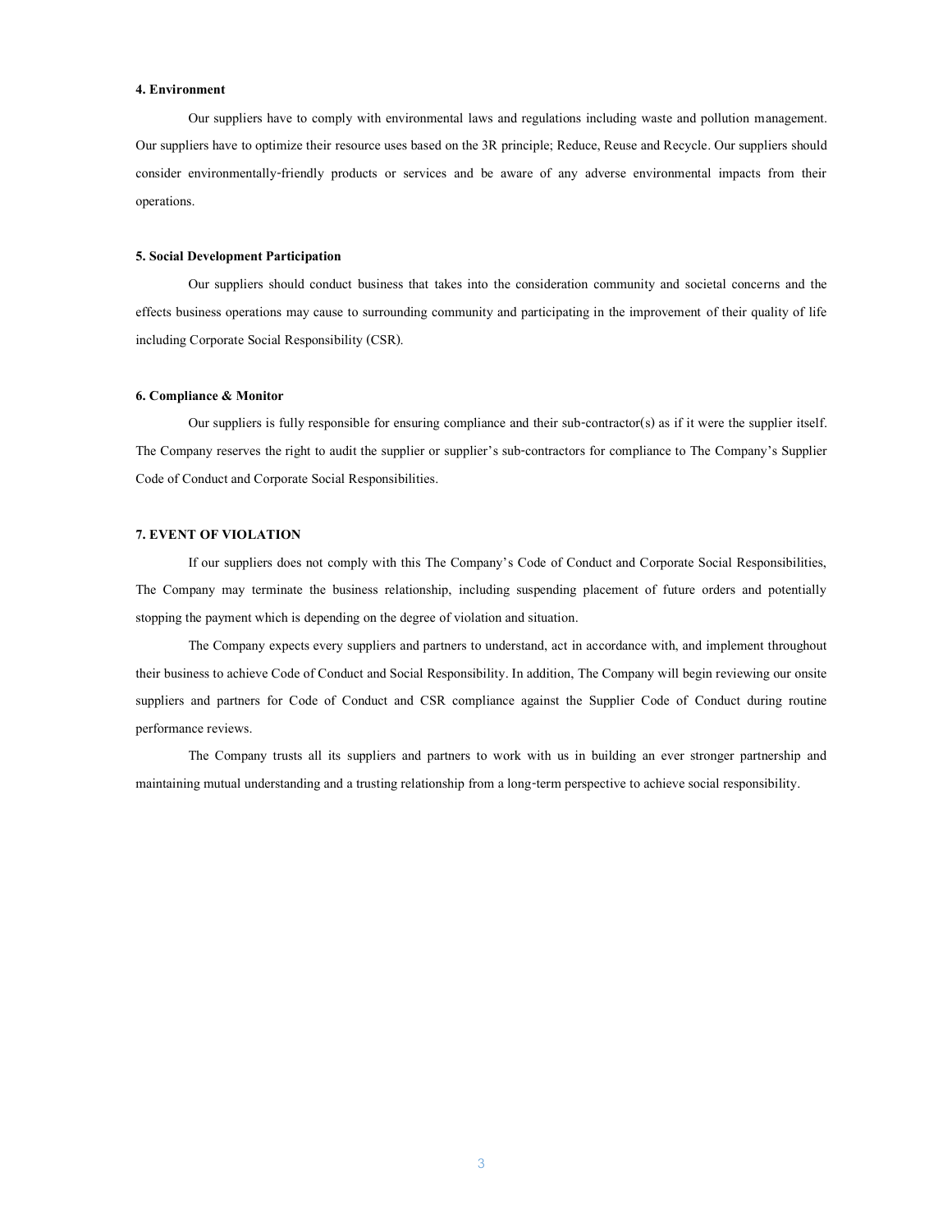**4. Environment**

Our suppliers have to comply with environmental laws and regulations including waste and pollution management. Our suppliers have to optimize their resource uses based on the 3R principle; Reduce, Reuse and Recycle. Our suppliers should consider environmentally-friendly products or services and be aware of any adverse environmental impacts from their operations.

**5. Social Development Participation**

Our suppliers should conduct business that takes into the consideration community and societal concerns and the effects business operations may cause to surrounding community and participating in the improvement of their quality of life including Corporate Social Responsibility (CSR).

**6. Compliance & Monitor**

Our suppliers is fully responsible for ensuring compliance and their sub-contractor(s) as if it were the supplier itself. The Company reserves the right to audit the supplier or supplier's sub-contractors for compliance to The Company's Supplier Code of Conduct and Corporate Social Responsibilities.

**7. EVENT OF VIOLATION**

If our suppliers does not comply with this The Company's Code of Conduct and Corporate Social Responsibilities, The Company may terminate the business relationship, including suspending placement of future orders and potentially stopping the payment which is depending on the degree of violation and situation.

The Company expects every suppliers and partners to understand, act in accordance with, and implement throughout their business to achieve Code of Conduct and Social Responsibility. In addition, The Company will begin reviewing our onsite suppliers and partners for Code of Conduct and CSR compliance against the Supplier Code of Conduct during routine performance reviews.

The Company trusts all its suppliers and partners to work with us in building an ever stronger partnership and maintaining mutual understanding and a trusting relationship from a long-term perspective to achieve social responsibility.